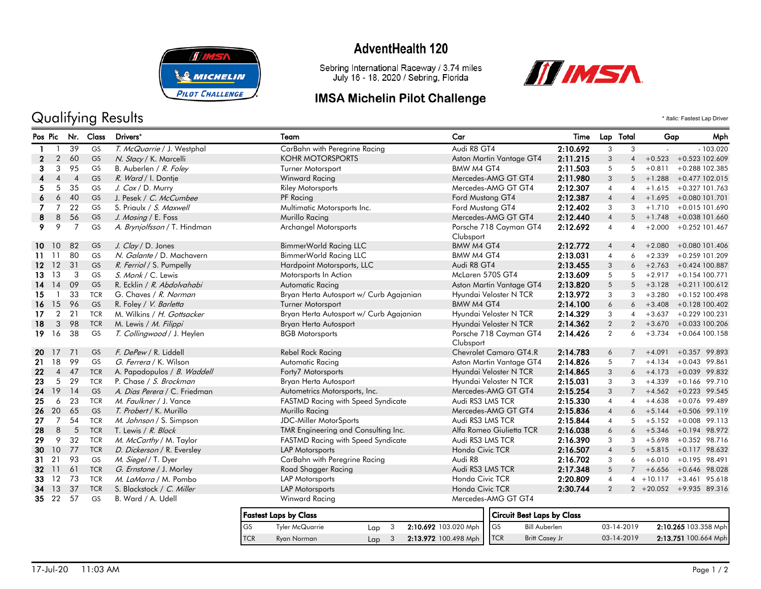# AdventHealth 120

Sebring International Raceway / 3.74 miles
July 16 - 18, 2020 / Sebring, Florida

## IMSA Michelin Pilot Challenge

## Qualifying Results

\* *Italic:* Fastest Lap Driver

| Pos | Pic | Nr. | Class | Drivers* | Team | Car | Time | Lap | Total | Gap | | Mph |
|---|---|---|---|---|---|---|---|---|---|---|---|---|
| 1 | 1 | 39 | GS | *T. McQuarrie* / J. Westphal | CarBahn with Peregrine Racing | Audi R8 GT4 | 2:10.692 | 3 | 3 | - | - | 103.020 |
| 2 | 2 | 60 | GS | *N. Stacy* / K. Marcelli | KOHR MOTORSPORTS | Aston Martin Vantage GT4 | 2:11.215 | 3 | 4 | +0.523 | +0.523 | 102.609 |
| 3 | 3 | 95 | GS | B. Auberlen / *R. Foley* | Turner Motorsport | BMW M4 GT4 | 2:11.503 | 5 | 5 | +0.811 | +0.288 | 102.385 |
| 4 | 4 | 4 | GS | *R. Ward* / I. Dontje | Winward Racing | Mercedes-AMG GT GT4 | 2:11.980 | 3 | 5 | +1.288 | +0.477 | 102.015 |
| 5 | 5 | 35 | GS | *J. Cox* / D. Murry | Riley Motorsports | Mercedes-AMG GT GT4 | 2:12.307 | 4 | 4 | +1.615 | +0.327 | 101.763 |
| 6 | 6 | 40 | GS | J. Pesek / *C. McCumbee* | PF Racing | Ford Mustang GT4 | 2:12.387 | 4 | 4 | +1.695 | +0.080 | 101.701 |
| 7 | 7 | 22 | GS | S. Priaulx / *S. Maxwell* | Multimatic Motorsports Inc. | Ford Mustang GT4 | 2:12.402 | 3 | 3 | +1.710 | +0.015 | 101.690 |
| 8 | 8 | 56 | GS | *J. Mosing* / E. Foss | Murillo Racing | Mercedes-AMG GT GT4 | 2:12.440 | 4 | 5 | +1.748 | +0.038 | 101.660 |
| 9 | 9 | 7 | GS | *A. Brynjolfsson* / T. Hindman | Archangel Motorsports | Porsche 718 Cayman GT4 Clubsport | 2:12.692 | 4 | 4 | +2.000 | +0.252 | 101.467 |
| 10 | 10 | 82 | GS | *J. Clay* / D. Jones | BimmerWorld Racing LLC | BMW M4 GT4 | 2:12.772 | 4 | 4 | +2.080 | +0.080 | 101.406 |
| 11 | 11 | 80 | GS | *N. Galante* / D. Machavern | BimmerWorld Racing LLC | BMW M4 GT4 | 2:13.031 | 4 | 6 | +2.339 | +0.259 | 101.209 |
| 12 | 12 | 31 | GS | *R. Ferriol* / S. Pumpelly | Hardpoint Motorsports, LLC | Audi R8 GT4 | 2:13.455 | 3 | 6 | +2.763 | +0.424 | 100.887 |
| 13 | 13 | 3 | GS | *S. Monk* / C. Lewis | Motorsports In Action | McLaren 570S GT4 | 2:13.609 | 5 | 5 | +2.917 | +0.154 | 100.771 |
| 14 | 14 | 09 | GS | R. Ecklin / *R. Abdolvahabi* | Automatic Racing | Aston Martin Vantage GT4 | 2:13.820 | 5 | 5 | +3.128 | +0.211 | 100.612 |
| 15 | 1 | 33 | TCR | G. Chaves / *R. Norman* | Bryan Herta Autosport w/ Curb Agajanian | Hyundai Veloster N TCR | 2:13.972 | 3 | 3 | +3.280 | +0.152 | 100.498 |
| 16 | 15 | 96 | GS | R. Foley / *V. Barletta* | Turner Motorsport | BMW M4 GT4 | 2:14.100 | 6 | 6 | +3.408 | +0.128 | 100.402 |
| 17 | 2 | 21 | TCR | M. Wilkins / *H. Gottsacker* | Bryan Herta Autosport w/ Curb Agajanian | Hyundai Veloster N TCR | 2:14.329 | 3 | 4 | +3.637 | +0.229 | 100.231 |
| 18 | 3 | 98 | TCR | M. Lewis / *M. Filippi* | Bryan Herta Autosport | Hyundai Veloster N TCR | 2:14.362 | 2 | 2 | +3.670 | +0.033 | 100.206 |
| 19 | 16 | 38 | GS | *T. Collingwood* / J. Heylen | BGB Motorsports | Porsche 718 Cayman GT4 Clubsport | 2:14.426 | 2 | 6 | +3.734 | +0.064 | 100.158 |
| 20 | 17 | 71 | GS | *F. DePew* / R. Liddell | Rebel Rock Racing | Chevrolet Camaro GT4.R | 2:14.783 | 6 | 7 | +4.091 | +0.357 | 99.893 |
| 21 | 18 | 99 | GS | *G. Ferrera* / K. Wilson | Automatic Racing | Aston Martin Vantage GT4 | 2:14.826 | 5 | 7 | +4.134 | +0.043 | 99.861 |
| 22 | 4 | 47 | TCR | A. Papadopulos / *B. Waddell* | Forty7 Motorsports | Hyundai Veloster N TCR | 2:14.865 | 3 | 6 | +4.173 | +0.039 | 99.832 |
| 23 | 5 | 29 | TCR | P. Chase / *S. Brockman* | Bryan Herta Autosport | Hyundai Veloster N TCR | 2:15.031 | 3 | 3 | +4.339 | +0.166 | 99.710 |
| 24 | 19 | 14 | GS | *A. Dias Perera* / C. Friedman | Autometrics Motorsports, Inc. | Mercedes-AMG GT GT4 | 2:15.254 | 3 | 7 | +4.562 | +0.223 | 99.545 |
| 25 | 6 | 23 | TCR | *M. Faulkner* / J. Vance | FASTMD Racing with Speed Syndicate | Audi RS3 LMS TCR | 2:15.330 | 4 | 4 | +4.638 | +0.076 | 99.489 |
| 26 | 20 | 65 | GS | *T. Probert* / K. Murillo | Murillo Racing | Mercedes-AMG GT GT4 | 2:15.836 | 4 | 6 | +5.144 | +0.506 | 99.119 |
| 27 | 7 | 54 | TCR | *M. Johnson* / S. Simpson | JDC-Miller MotorSports | Audi RS3 LMS TCR | 2:15.844 | 4 | 5 | +5.152 | +0.008 | 99.113 |
| 28 | 8 | 5 | TCR | T. Lewis / *R. Block* | TMR Engineering and Consulting Inc. | Alfa Romeo Giulietta TCR | 2:16.038 | 6 | 6 | +5.346 | +0.194 | 98.972 |
| 29 | 9 | 32 | TCR | *M. McCarthy* / M. Taylor | FASTMD Racing with Speed Syndicate | Audi RS3 LMS TCR | 2:16.390 | 3 | 3 | +5.698 | +0.352 | 98.716 |
| 30 | 10 | 77 | TCR | *D. Dickerson* / R. Eversley | LAP Motorsports | Honda Civic TCR | 2:16.507 | 4 | 5 | +5.815 | +0.117 | 98.632 |
| 31 | 21 | 93 | GS | *M. Siegel* / T. Dyer | CarBahn with Peregrine Racing | Audi R8 | 2:16.702 | 3 | 6 | +6.010 | +0.195 | 98.491 |
| 32 | 11 | 61 | TCR | *G. Ernstone* / J. Morley | Road Shagger Racing | Audi RS3 LMS TCR | 2:17.348 | 5 | 7 | +6.656 | +0.646 | 98.028 |
| 33 | 12 | 73 | TCR | *M. LaMarra* / M. Pombo | LAP Motorsports | Honda Civic TCR | 2:20.809 | 4 | 4 | +10.117 | +3.461 | 95.618 |
| 34 | 13 | 37 | TCR | S. Blackstock / *C. Miller* | LAP Motorsports | Honda Civic TCR | 2:30.744 | 2 | 2 | +20.052 | +9.935 | 89.316 |
| 35 | 22 | 57 | GS | B. Ward / A. Udell | Winward Racing | Mercedes-AMG GT GT4 | | | | | | |

**Fastest Laps by Class**

| Class | Driver | | Lap | Time | Mph |
|---|---|---|---|---|---|
| GS | Tyler McQuarrie | Lap | 3 | 2:10.692 | 103.020 Mph |
| TCR | Ryan Norman | Lap | 3 | 2:13.972 | 100.498 Mph |

**Circuit Best Laps by Class**

| Class | Driver | Date | Time | Mph |
|---|---|---|---|---|
| GS | Bill Auberlen | 03-14-2019 | 2:10.265 | 103.358 Mph |
| TCR | Britt Casey Jr | 03-14-2019 | 2:13.751 | 100.664 Mph |

17-Jul-20 11:03 AM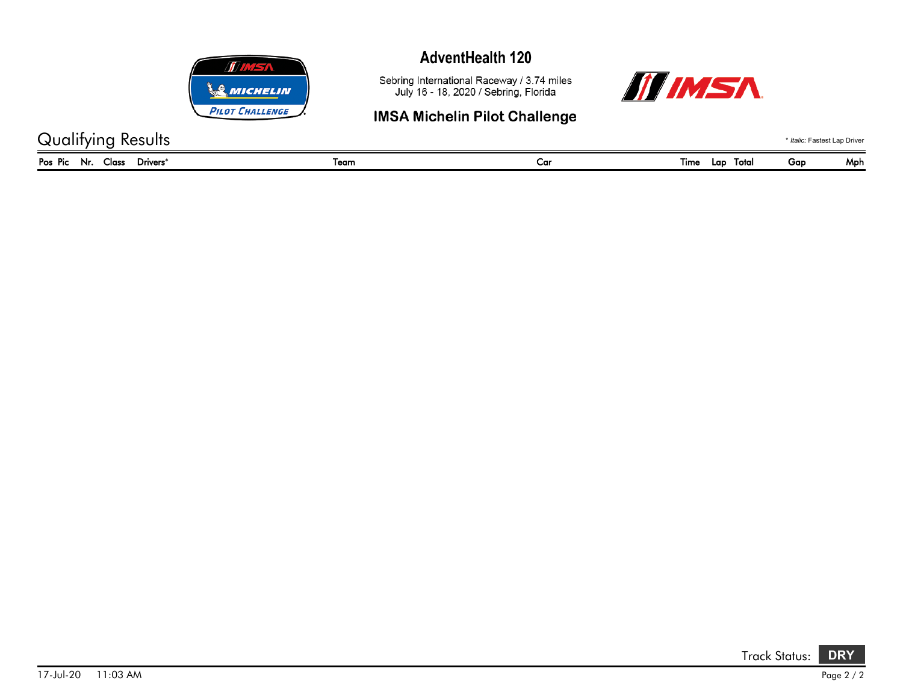# AdventHealth 120

Sebring International Raceway / 3.74 miles
July 16 - 18, 2020 / Sebring, Florida

## IMSA Michelin Pilot Challenge

## Qualifying Results

\* *Italic:* Fastest Lap Driver

| Pos | Pic | Nr. | Class | Drivers* | Team | Car | Time | Lap | Total | Gap | Mph |
|---|---|---|---|---|---|---|---|---|---|---|---|

Track Status: **DRY**

17-Jul-20 11:03 AM